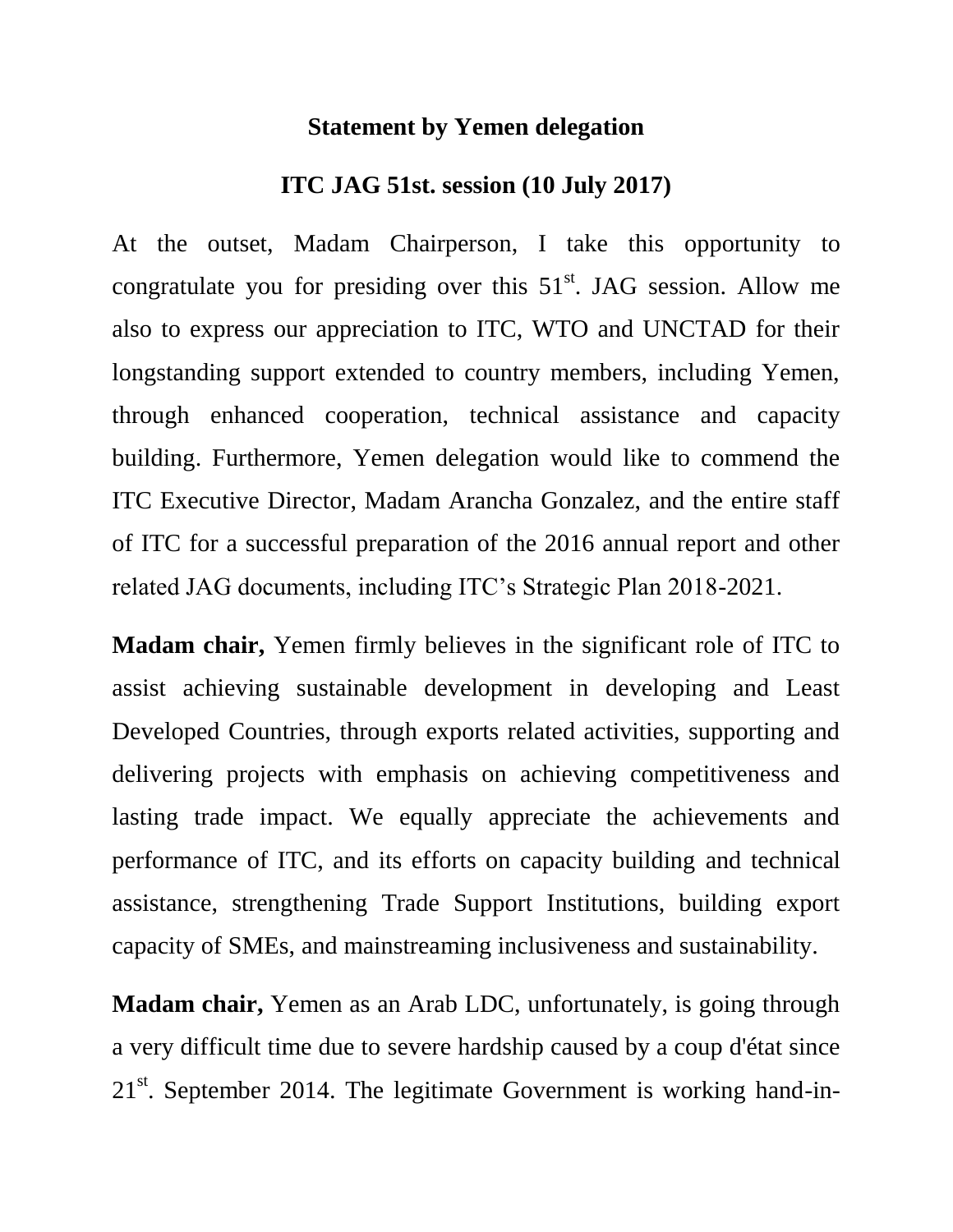**Statement by Yemen delegation**

**ITC JAG 51st. session (10 July 2017)**

At the outset, Madam Chairperson, I take this opportunity to congratulate you for presiding over this 51st. JAG session. Allow me also to express our appreciation to ITC, WTO and UNCTAD for their longstanding support extended to country members, including Yemen, through enhanced cooperation, technical assistance and capacity building. Furthermore, Yemen delegation would like to commend the ITC Executive Director, Madam Arancha Gonzalez, and the entire staff of ITC for a successful preparation of the 2016 annual report and other related JAG documents, including ITC's Strategic Plan 2018-2021.

**Madam chair,** Yemen firmly believes in the significant role of ITC to assist achieving sustainable development in developing and Least Developed Countries, through exports related activities, supporting and delivering projects with emphasis on achieving competitiveness and lasting trade impact. We equally appreciate the achievements and performance of ITC, and its efforts on capacity building and technical assistance, strengthening Trade Support Institutions, building export capacity of SMEs, and mainstreaming inclusiveness and sustainability.

**Madam chair,** Yemen as an Arab LDC, unfortunately, is going through a very difficult time due to severe hardship caused by a coup d'état since 21st. September 2014. The legitimate Government is working hand-in-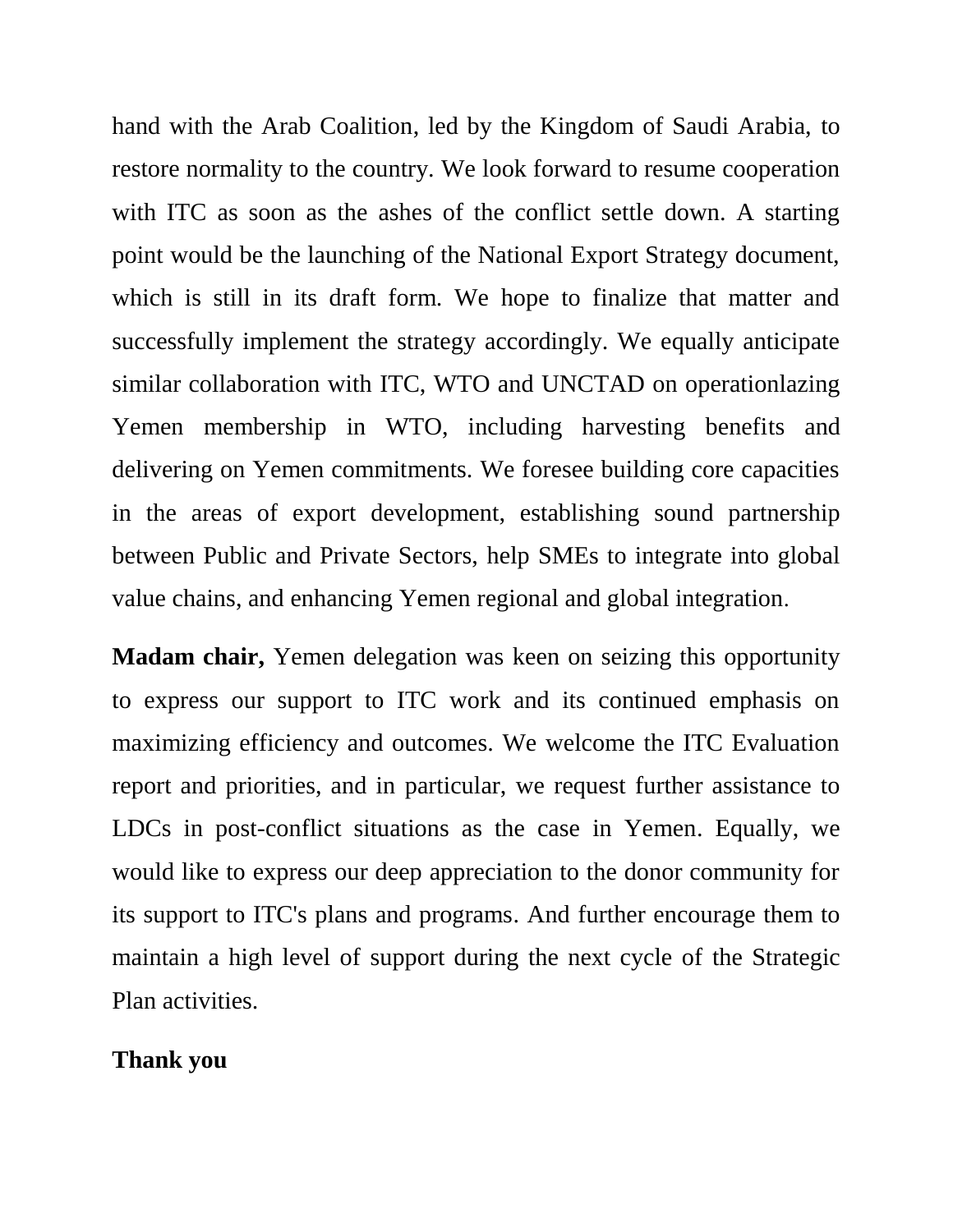hand with the Arab Coalition, led by the Kingdom of Saudi Arabia, to restore normality to the country. We look forward to resume cooperation with ITC as soon as the ashes of the conflict settle down. A starting point would be the launching of the National Export Strategy document, which is still in its draft form. We hope to finalize that matter and successfully implement the strategy accordingly. We equally anticipate similar collaboration with ITC, WTO and UNCTAD on operationlazing Yemen membership in WTO, including harvesting benefits and delivering on Yemen commitments. We foresee building core capacities in the areas of export development, establishing sound partnership between Public and Private Sectors, help SMEs to integrate into global value chains, and enhancing Yemen regional and global integration.

**Madam chair,** Yemen delegation was keen on seizing this opportunity to express our support to ITC work and its continued emphasis on maximizing efficiency and outcomes. We welcome the ITC Evaluation report and priorities, and in particular, we request further assistance to LDCs in post-conflict situations as the case in Yemen. Equally, we would like to express our deep appreciation to the donor community for its support to ITC's plans and programs. And further encourage them to maintain a high level of support during the next cycle of the Strategic Plan activities.

**Thank you**